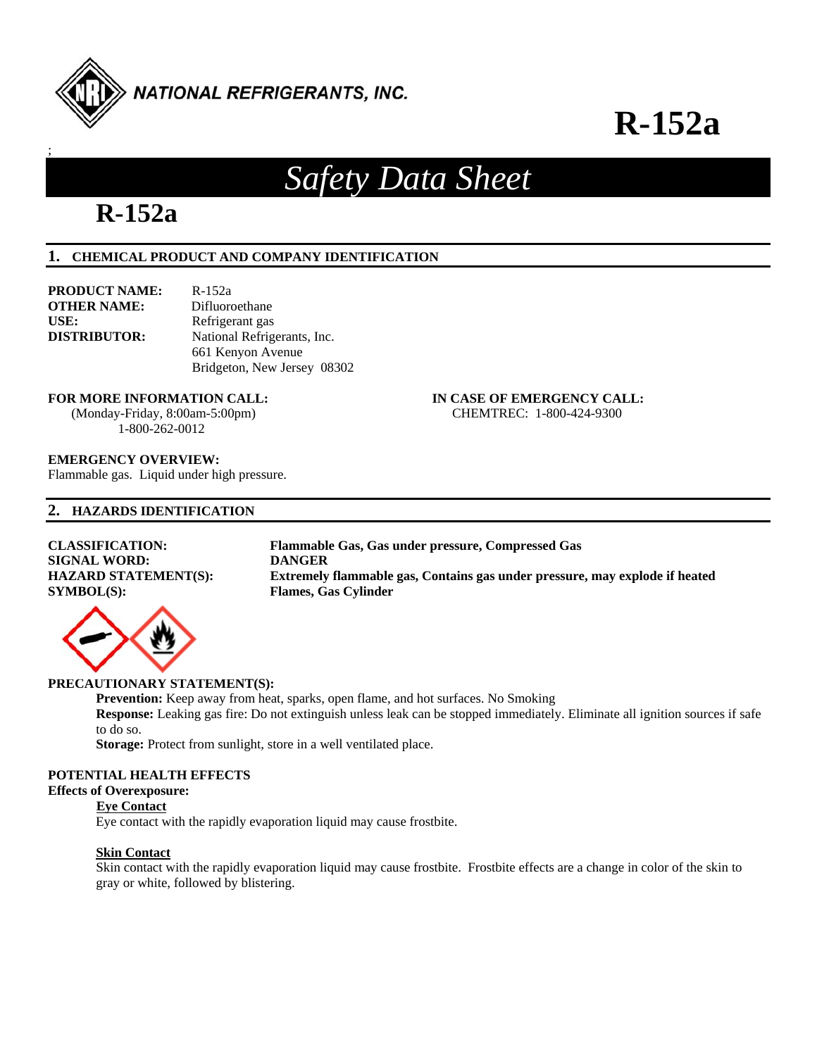NATIONAL REFRIGERANTS, INC.

# R-152a

# *Safety Data Sheet*

## R-152a

### 1. CHEMICAL PRODUCT AND COMPANY IDENTIFICATION

**PRODUCT NAME:** R-152a
**OTHER NAME:** Difluoroethane
**USE:** Refrigerant gas
**DISTRIBUTOR:** National Refrigerants, Inc.
661 Kenyon Avenue
Bridgeton, New Jersey 08302

**FOR MORE INFORMATION CALL:**
(Monday-Friday, 8:00am-5:00pm)
1-800-262-0012

**IN CASE OF EMERGENCY CALL:**
CHEMTREC: 1-800-424-9300

**EMERGENCY OVERVIEW:**
Flammable gas. Liquid under high pressure.

### 2. HAZARDS IDENTIFICATION

**CLASSIFICATION:** **Flammable Gas, Gas under pressure, Compressed Gas**
**SIGNAL WORD:** **DANGER**
**HAZARD STATEMENT(S):** **Extremely flammable gas, Contains gas under pressure, may explode if heated**
**SYMBOL(S):** **Flames, Gas Cylinder**

**PRECAUTIONARY STATEMENT(S):**

**Prevention:** Keep away from heat, sparks, open flame, and hot surfaces. No Smoking

**Response:** Leaking gas fire: Do not extinguish unless leak can be stopped immediately. Eliminate all ignition sources if safe to do so.

**Storage:** Protect from sunlight, store in a well ventilated place.

**POTENTIAL HEALTH EFFECTS**

**Effects of Overexposure:**

**Eye Contact**

Eye contact with the rapidly evaporation liquid may cause frostbite.

**Skin Contact**

Skin contact with the rapidly evaporation liquid may cause frostbite. Frostbite effects are a change in color of the skin to gray or white, followed by blistering.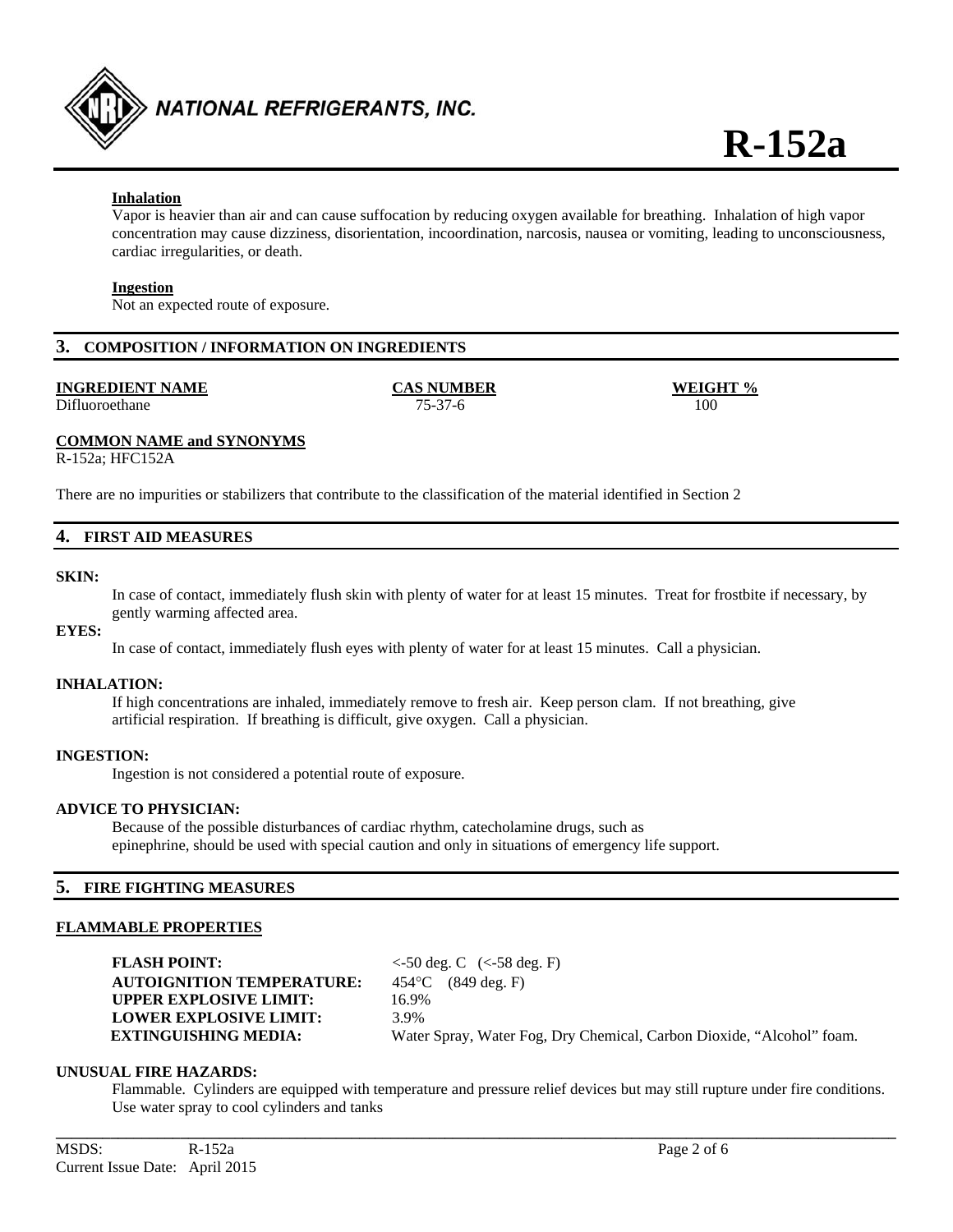#### Inhalation

Vapor is heavier than air and can cause suffocation by reducing oxygen available for breathing. Inhalation of high vapor concentration may cause dizziness, disorientation, incoordination, narcosis, nausea or vomiting, leading to unconsciousness, cardiac irregularities, or death.

#### Ingestion

Not an expected route of exposure.

## 3. COMPOSITION / INFORMATION ON INGREDIENTS

| INGREDIENT NAME | CAS NUMBER | WEIGHT % |
|---|---|---|
| Difluoroethane | 75-37-6 | 100 |

**COMMON NAME and SYNONYMS**

R-152a; HFC152A

There are no impurities or stabilizers that contribute to the classification of the material identified in Section 2

## 4. FIRST AID MEASURES

**SKIN:**

In case of contact, immediately flush skin with plenty of water for at least 15 minutes. Treat for frostbite if necessary, by gently warming affected area.

**EYES:**

In case of contact, immediately flush eyes with plenty of water for at least 15 minutes. Call a physician.

**INHALATION:**

If high concentrations are inhaled, immediately remove to fresh air. Keep person clam. If not breathing, give artificial respiration. If breathing is difficult, give oxygen. Call a physician.

**INGESTION:**

Ingestion is not considered a potential route of exposure.

**ADVICE TO PHYSICIAN:**

Because of the possible disturbances of cardiac rhythm, catecholamine drugs, such as epinephrine, should be used with special caution and only in situations of emergency life support.

## 5. FIRE FIGHTING MEASURES

### FLAMMABLE PROPERTIES

**FLASH POINT:** <-50 deg. C (<-58 deg. F)
**AUTOIGNITION TEMPERATURE:** 454°C (849 deg. F)
**UPPER EXPLOSIVE LIMIT:** 16.9%
**LOWER EXPLOSIVE LIMIT:** 3.9%
**EXTINGUISHING MEDIA:** Water Spray, Water Fog, Dry Chemical, Carbon Dioxide, "Alcohol" foam.

**UNUSUAL FIRE HAZARDS:**

Flammable. Cylinders are equipped with temperature and pressure relief devices but may still rupture under fire conditions. Use water spray to cool cylinders and tanks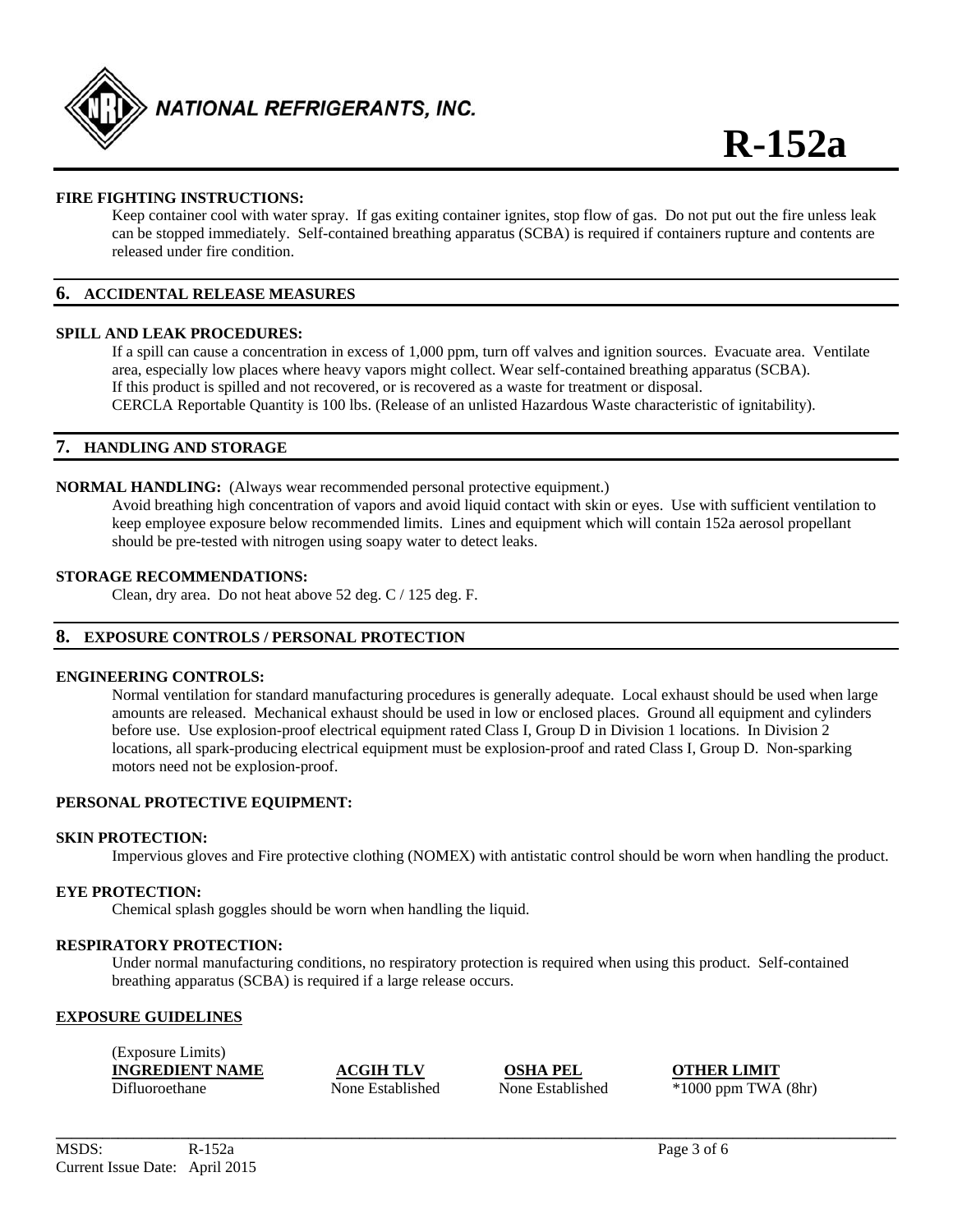#### FIRE FIGHTING INSTRUCTIONS:

Keep container cool with water spray. If gas exiting container ignites, stop flow of gas. Do not put out the fire unless leak can be stopped immediately. Self-contained breathing apparatus (SCBA) is required if containers rupture and contents are released under fire condition.

## 6. ACCIDENTAL RELEASE MEASURES

#### SPILL AND LEAK PROCEDURES:

If a spill can cause a concentration in excess of 1,000 ppm, turn off valves and ignition sources. Evacuate area. Ventilate area, especially low places where heavy vapors might collect. Wear self-contained breathing apparatus (SCBA).
If this product is spilled and not recovered, or is recovered as a waste for treatment or disposal.
CERCLA Reportable Quantity is 100 lbs. (Release of an unlisted Hazardous Waste characteristic of ignitability).

## 7. HANDLING AND STORAGE

**NORMAL HANDLING:** (Always wear recommended personal protective equipment.)

Avoid breathing high concentration of vapors and avoid liquid contact with skin or eyes. Use with sufficient ventilation to keep employee exposure below recommended limits. Lines and equipment which will contain 152a aerosol propellant should be pre-tested with nitrogen using soapy water to detect leaks.

#### STORAGE RECOMMENDATIONS:

Clean, dry area. Do not heat above 52 deg. C / 125 deg. F.

## 8. EXPOSURE CONTROLS / PERSONAL PROTECTION

#### ENGINEERING CONTROLS:

Normal ventilation for standard manufacturing procedures is generally adequate. Local exhaust should be used when large amounts are released. Mechanical exhaust should be used in low or enclosed places. Ground all equipment and cylinders before use. Use explosion-proof electrical equipment rated Class I, Group D in Division 1 locations. In Division 2 locations, all spark-producing electrical equipment must be explosion-proof and rated Class I, Group D. Non-sparking motors need not be explosion-proof.

#### PERSONAL PROTECTIVE EQUIPMENT:

#### SKIN PROTECTION:

Impervious gloves and Fire protective clothing (NOMEX) with antistatic control should be worn when handling the product.

#### EYE PROTECTION:

Chemical splash goggles should be worn when handling the liquid.

#### RESPIRATORY PROTECTION:

Under normal manufacturing conditions, no respiratory protection is required when using this product. Self-contained breathing apparatus (SCBA) is required if a large release occurs.

#### EXPOSURE GUIDELINES

(Exposure Limits)

| INGREDIENT NAME | ACGIH TLV | OSHA PEL | OTHER LIMIT |
|---|---|---|---|
| Difluoroethane | None Established | None Established | *1000 ppm TWA (8hr) |

MSDS: R-152a
Current Issue Date: April 2015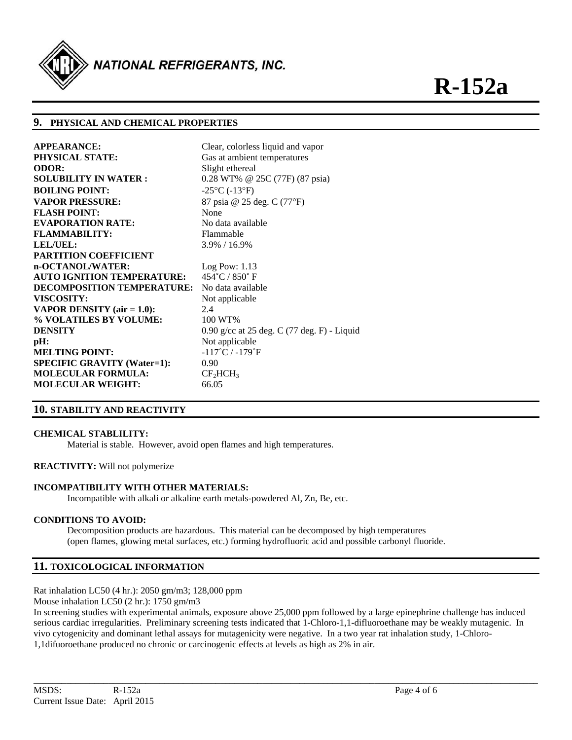# R-152a

## 9. PHYSICAL AND CHEMICAL PROPERTIES

| | |
|---|---|
| **APPEARANCE:** | Clear, colorless liquid and vapor |
| **PHYSICAL STATE:** | Gas at ambient temperatures |
| **ODOR:** | Slight ethereal |
| **SOLUBILITY IN WATER :** | 0.28 WT% @ 25C (77F) (87 psia) |
| **BOILING POINT:** | -25°C (-13°F) |
| **VAPOR PRESSURE:** | 87 psia @ 25 deg. C (77°F) |
| **FLASH POINT:** | None |
| **EVAPORATION RATE:** | No data available |
| **FLAMMABILITY:** | Flammable |
| **LEL/UEL:** | 3.9% / 16.9% |
| **PARTITION COEFFICIENT n-OCTANOL/WATER:** | Log Pow: 1.13 |
| **AUTO IGNITION TEMPERATURE:** | 454˚C / 850˚ F |
| **DECOMPOSITION TEMPERATURE:** | No data available |
| **VISCOSITY:** | Not applicable |
| **VAPOR DENSITY (air = 1.0):** | 2.4 |
| **% VOLATILES BY VOLUME:** | 100 WT% |
| **DENSITY** | 0.90 g/cc at 25 deg. C (77 deg. F) - Liquid |
| **pH:** | Not applicable |
| **MELTING POINT:** | -117˚C / -179˚F |
| **SPECIFIC GRAVITY (Water=1):** | 0.90 |
| **MOLECULAR FORMULA:** | $CF_2HCH_3$ |
| **MOLECULAR WEIGHT:** | 66.05 |

## 10. STABILITY AND REACTIVITY

**CHEMICAL STABLILITY:**

Material is stable. However, avoid open flames and high temperatures.

**REACTIVITY:** Will not polymerize

**INCOMPATIBILITY WITH OTHER MATERIALS:**

Incompatible with alkali or alkaline earth metals-powdered Al, Zn, Be, etc.

**CONDITIONS TO AVOID:**

Decomposition products are hazardous. This material can be decomposed by high temperatures (open flames, glowing metal surfaces, etc.) forming hydrofluoric acid and possible carbonyl fluoride.

## 11. TOXICOLOGICAL INFORMATION

Rat inhalation LC50 (4 hr.): 2050 gm/m3; 128,000 ppm

Mouse inhalation LC50 (2 hr.): 1750 gm/m3

In screening studies with experimental animals, exposure above 25,000 ppm followed by a large epinephrine challenge has induced serious cardiac irregularities. Preliminary screening tests indicated that 1-Chloro-1,1-difluoroethane may be weakly mutagenic. In vivo cytogenicity and dominant lethal assays for mutagenicity were negative. In a two year rat inhalation study, 1-Chloro-1,1difuoroethane produced no chronic or carcinogenic effects at levels as high as 2% in air.

MSDS: R-152a
Current Issue Date: April 2015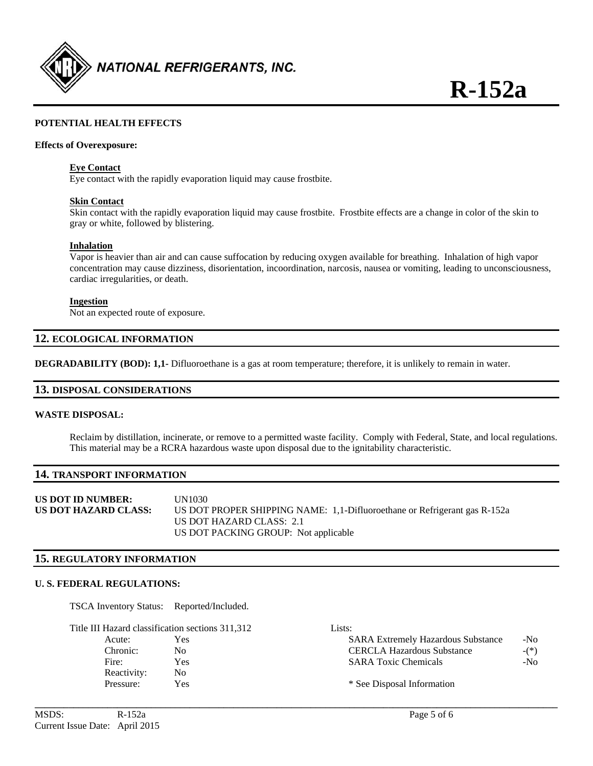### POTENTIAL HEALTH EFFECTS

**Effects of Overexposure:**

**Eye Contact**
Eye contact with the rapidly evaporation liquid may cause frostbite.

**Skin Contact**
Skin contact with the rapidly evaporation liquid may cause frostbite. Frostbite effects are a change in color of the skin to gray or white, followed by blistering.

**Inhalation**
Vapor is heavier than air and can cause suffocation by reducing oxygen available for breathing. Inhalation of high vapor concentration may cause dizziness, disorientation, incoordination, narcosis, nausea or vomiting, leading to unconsciousness, cardiac irregularities, or death.

**Ingestion**
Not an expected route of exposure.

## 12. ECOLOGICAL INFORMATION

**DEGRADABILITY (BOD): 1,1-** Difluoroethane is a gas at room temperature; therefore, it is unlikely to remain in water.

## 13. DISPOSAL CONSIDERATIONS

**WASTE DISPOSAL:**

Reclaim by distillation, incinerate, or remove to a permitted waste facility. Comply with Federal, State, and local regulations. This material may be a RCRA hazardous waste upon disposal due to the ignitability characteristic.

## 14. TRANSPORT INFORMATION

**US DOT ID NUMBER:** UN1030
**US DOT HAZARD CLASS:** US DOT PROPER SHIPPING NAME: 1,1-Difluoroethane or Refrigerant gas R-152a
US DOT HAZARD CLASS: 2.1
US DOT PACKING GROUP: Not applicable

## 15. REGULATORY INFORMATION

**U. S. FEDERAL REGULATIONS:**

TSCA Inventory Status: Reported/Included.

Title III Hazard classification sections 311,312

| | |
|---|---|
| Acute: | Yes |
| Chronic: | No |
| Fire: | Yes |
| Reactivity: | No |
| Pressure: | Yes |

Lists:

| | |
|---|---|
| SARA Extremely Hazardous Substance | -No |
| CERCLA Hazardous Substance | -(*) |
| SARA Toxic Chemicals | -No |

* See Disposal Information

MSDS: R-152a
Current Issue Date: April 2015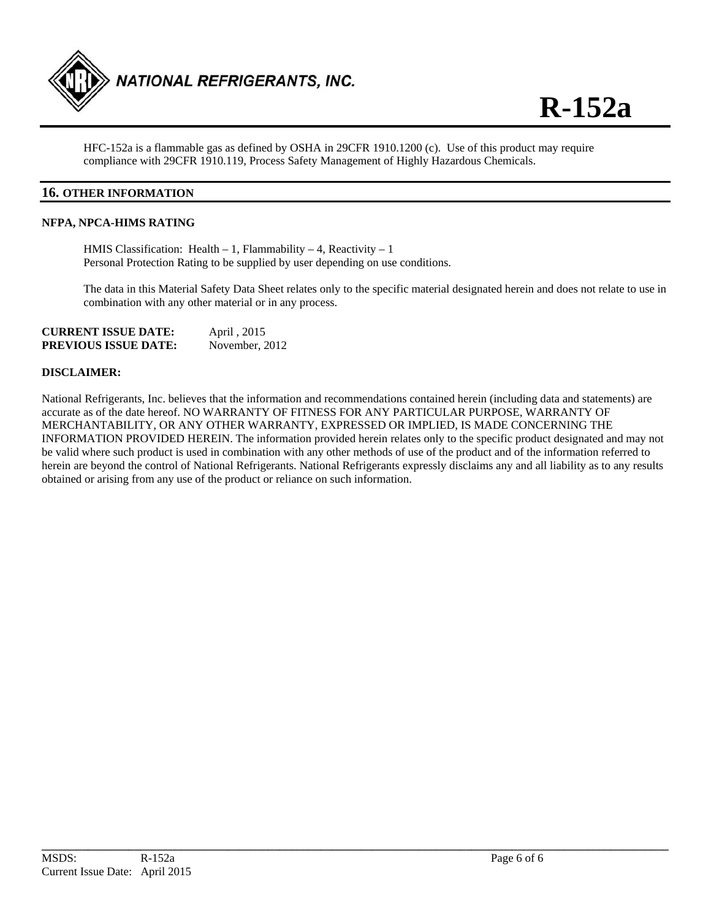HFC-152a is a flammable gas as defined by OSHA in 29CFR 1910.1200 (c). Use of this product may require compliance with 29CFR 1910.119, Process Safety Management of Highly Hazardous Chemicals.

## 16. OTHER INFORMATION

**NFPA, NPCA-HIMS RATING**

HMIS Classification: Health – 1, Flammability – 4, Reactivity – 1
Personal Protection Rating to be supplied by user depending on use conditions.

The data in this Material Safety Data Sheet relates only to the specific material designated herein and does not relate to use in combination with any other material or in any process.

**CURRENT ISSUE DATE:** April , 2015
**PREVIOUS ISSUE DATE:** November, 2012

**DISCLAIMER:**

National Refrigerants, Inc. believes that the information and recommendations contained herein (including data and statements) are accurate as of the date hereof. NO WARRANTY OF FITNESS FOR ANY PARTICULAR PURPOSE, WARRANTY OF MERCHANTABILITY, OR ANY OTHER WARRANTY, EXPRESSED OR IMPLIED, IS MADE CONCERNING THE INFORMATION PROVIDED HEREIN. The information provided herein relates only to the specific product designated and may not be valid where such product is used in combination with any other methods of use of the product and of the information referred to herein are beyond the control of National Refrigerants. National Refrigerants expressly disclaims any and all liability as to any results obtained or arising from any use of the product or reliance on such information.